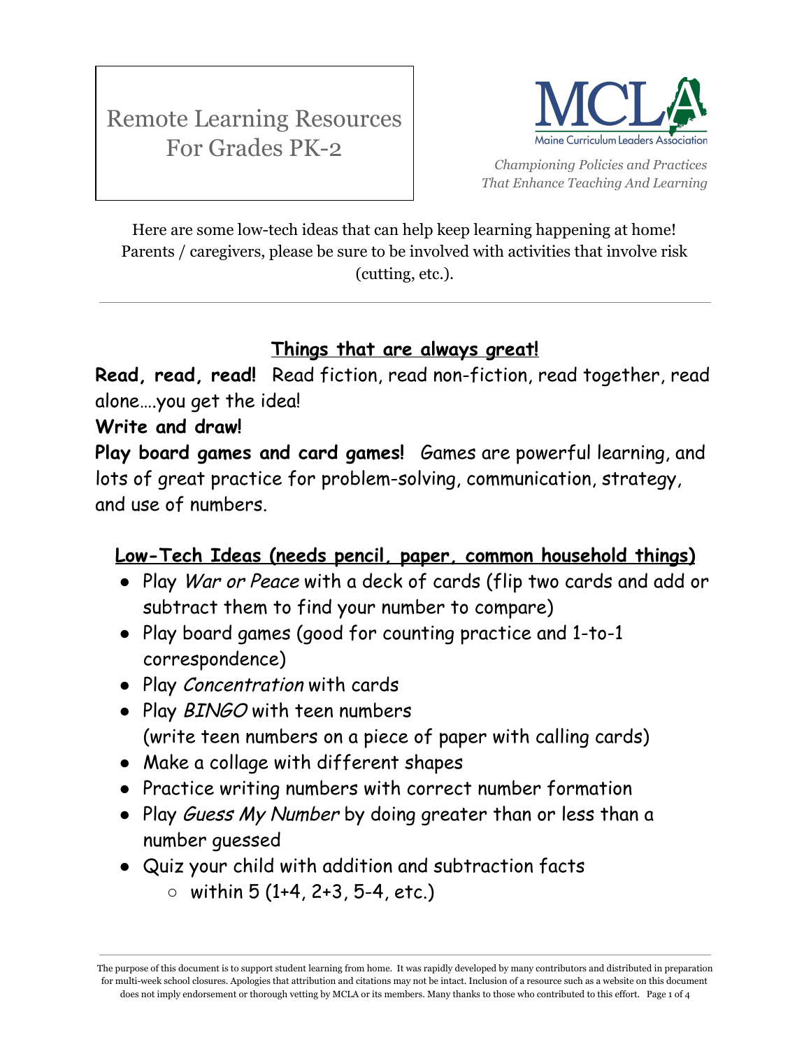# Remote Learning Resources For Grades PK-2

MCLA
Maine Curriculum Leaders Association

*Championing Policies and Practices That Enhance Teaching And Learning*

Here are some low-tech ideas that can help keep learning happening at home! Parents / caregivers, please be sure to be involved with activities that involve risk (cutting, etc.).

---

## Things that are always great!

**Read, read, read!** Read fiction, read non-fiction, read together, read alone….you get the idea!

**Write and draw!**

**Play board games and card games!** Games are powerful learning, and lots of great practice for problem-solving, communication, strategy, and use of numbers.

## Low-Tech Ideas (needs pencil, paper, common household things)

- Play *War or Peace* with a deck of cards (flip two cards and add or subtract them to find your number to compare)
- Play board games (good for counting practice and 1-to-1 correspondence)
- Play *Concentration* with cards
- Play *BINGO* with teen numbers (write teen numbers on a piece of paper with calling cards)
- Make a collage with different shapes
- Practice writing numbers with correct number formation
- Play *Guess My Number* by doing greater than or less than a number guessed
- Quiz your child with addition and subtraction facts
  - within 5 (1+4, 2+3, 5-4, etc.)

The purpose of this document is to support student learning from home. It was rapidly developed by many contributors and distributed in preparation for multi-week school closures. Apologies that attribution and citations may not be intact. Inclusion of a resource such as a website on this document does not imply endorsement or thorough vetting by MCLA or its members. Many thanks to those who contributed to this effort.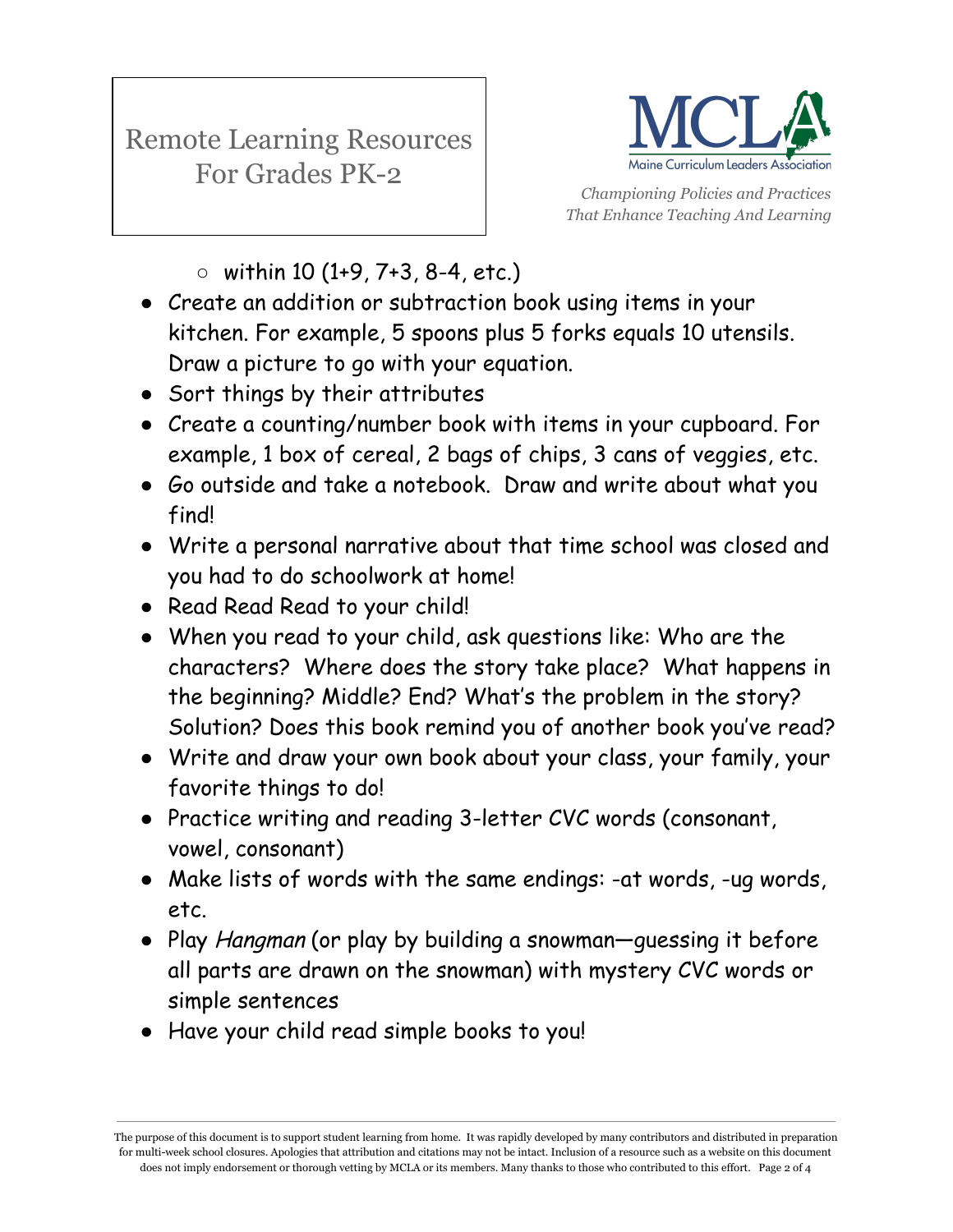- within 10 (1+9, 7+3, 8-4, etc.)
- Create an addition or subtraction book using items in your kitchen. For example, 5 spoons plus 5 forks equals 10 utensils. Draw a picture to go with your equation.
- Sort things by their attributes
- Create a counting/number book with items in your cupboard. For example, 1 box of cereal, 2 bags of chips, 3 cans of veggies, etc.
- Go outside and take a notebook. Draw and write about what you find!
- Write a personal narrative about that time school was closed and you had to do schoolwork at home!
- Read Read Read to your child!
- When you read to your child, ask questions like: Who are the characters? Where does the story take place? What happens in the beginning? Middle? End? What's the problem in the story? Solution? Does this book remind you of another book you've read?
- Write and draw your own book about your class, your family, your favorite things to do!
- Practice writing and reading 3-letter CVC words (consonant, vowel, consonant)
- Make lists of words with the same endings: -at words, -ug words, etc.
- Play *Hangman* (or play by building a snowman—guessing it before all parts are drawn on the snowman) with mystery CVC words or simple sentences
- Have your child read simple books to you!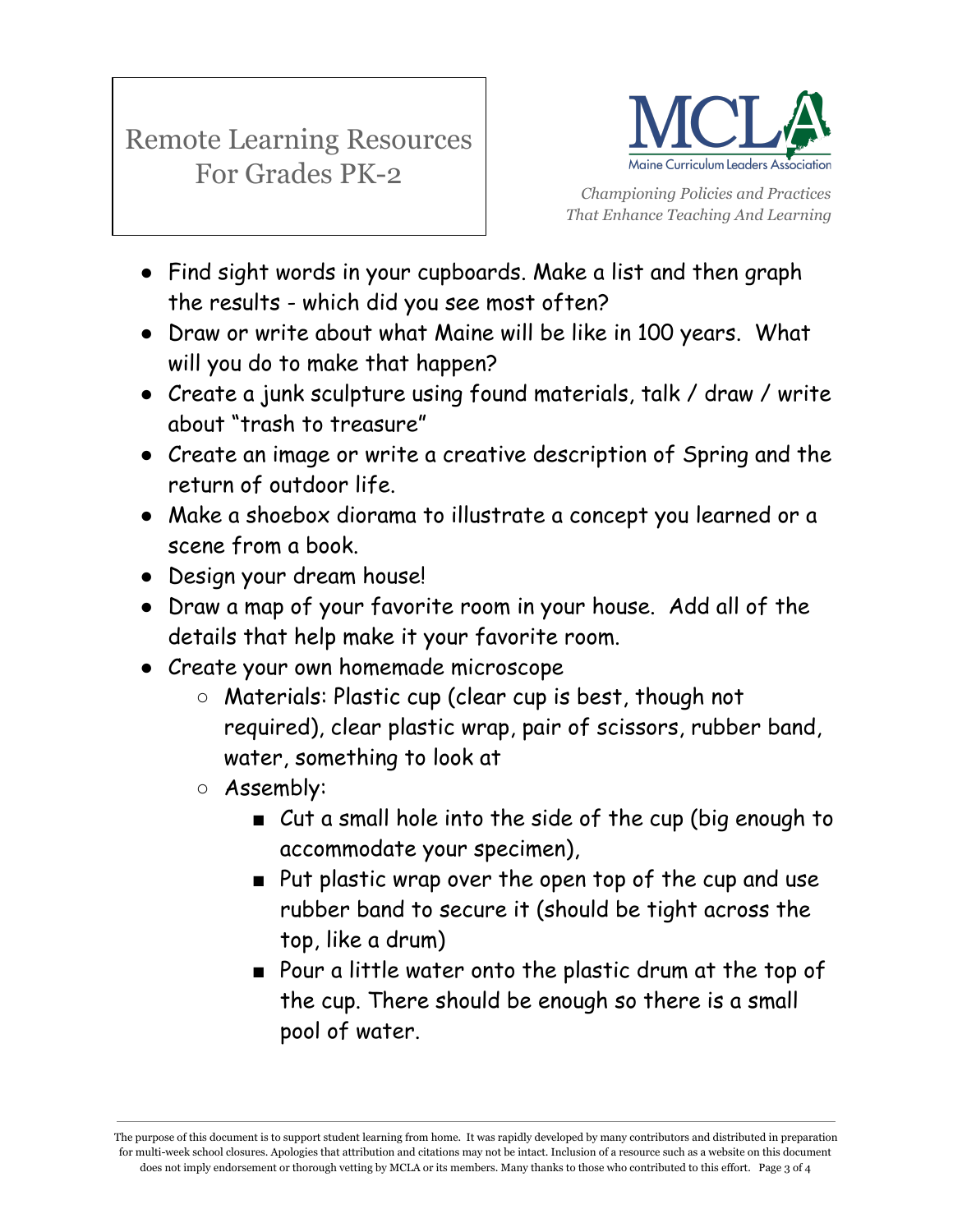- Find sight words in your cupboards. Make a list and then graph the results - which did you see most often?
- Draw or write about what Maine will be like in 100 years. What will you do to make that happen?
- Create a junk sculpture using found materials, talk / draw / write about "trash to treasure"
- Create an image or write a creative description of Spring and the return of outdoor life.
- Make a shoebox diorama to illustrate a concept you learned or a scene from a book.
- Design your dream house!
- Draw a map of your favorite room in your house. Add all of the details that help make it your favorite room.
- Create your own homemade microscope
    - Materials: Plastic cup (clear cup is best, though not required), clear plastic wrap, pair of scissors, rubber band, water, something to look at
    - Assembly:
        - Cut a small hole into the side of the cup (big enough to accommodate your specimen),
        - Put plastic wrap over the open top of the cup and use rubber band to secure it (should be tight across the top, like a drum)
        - Pour a little water onto the plastic drum at the top of the cup. There should be enough so there is a small pool of water.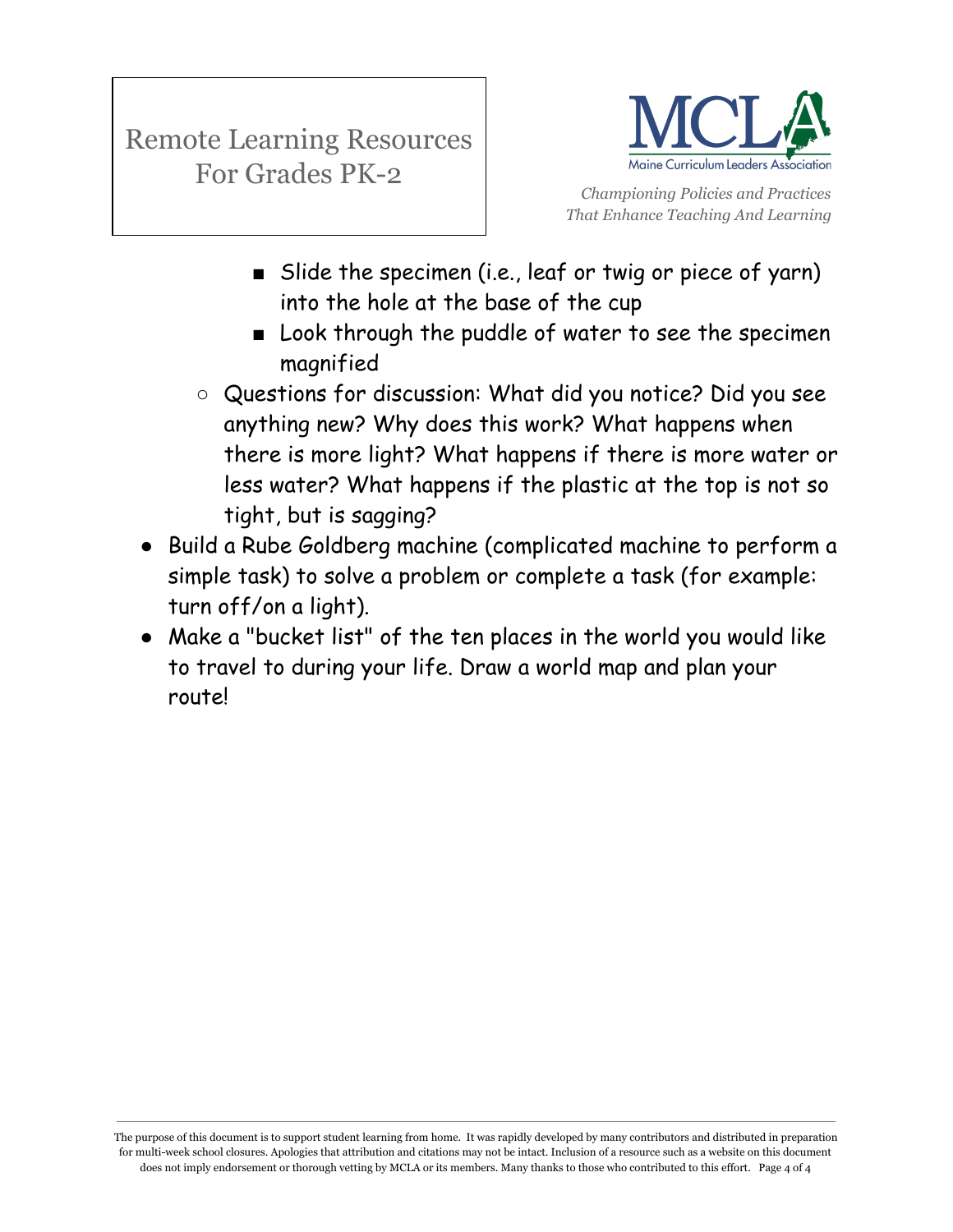- Slide the specimen (i.e., leaf or twig or piece of yarn) into the hole at the base of the cup
        - Look through the puddle of water to see the specimen magnified
    - Questions for discussion: What did you notice? Did you see anything new? Why does this work? What happens when there is more light? What happens if there is more water or less water? What happens if the plastic at the top is not so tight, but is sagging?
- Build a Rube Goldberg machine (complicated machine to perform a simple task) to solve a problem or complete a task (for example: turn off/on a light).
- Make a "bucket list" of the ten places in the world you would like to travel to during your life. Draw a world map and plan your route!